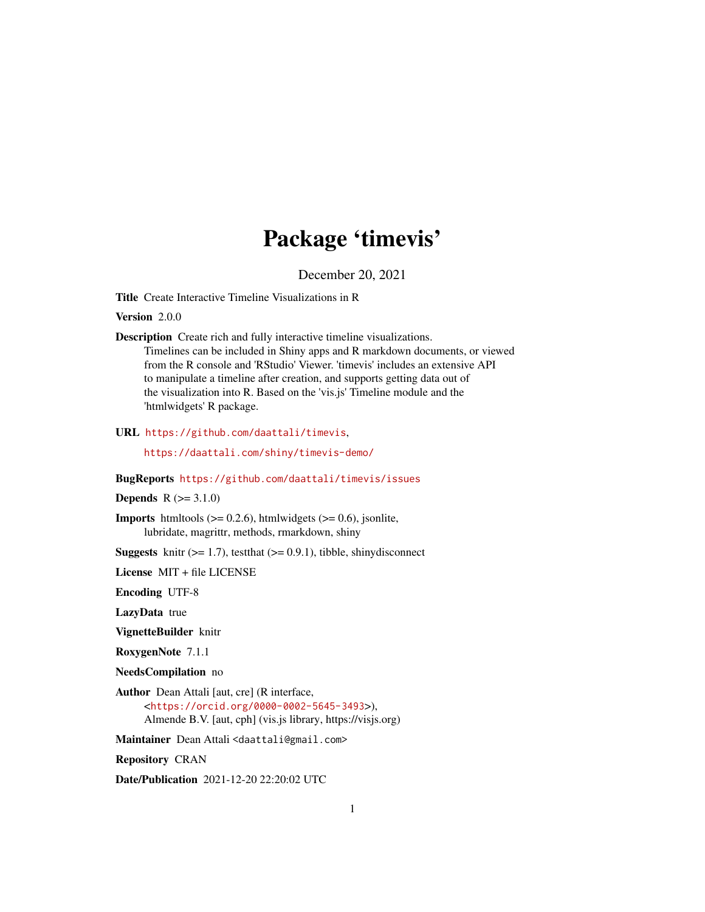# Package 'timevis'

December 20, 2021

**Title** Create Interactive Timeline Visualizations in R

**Version** 2.0.0

**Description** Create rich and fully interactive timeline visualizations.
Timelines can be included in Shiny apps and R markdown documents, or viewed
from the R console and 'RStudio' Viewer. 'timevis' includes an extensive API
to manipulate a timeline after creation, and supports getting data out of
the visualization into R. Based on the 'vis.js' Timeline module and the
'htmlwidgets' R package.

**URL** https://github.com/daattali/timevis,

https://daattali.com/shiny/timevis-demo/

**BugReports** https://github.com/daattali/timevis/issues

**Depends** R (>= 3.1.0)

**Imports** htmltools (>= 0.2.6), htmlwidgets (>= 0.6), jsonlite,
lubridate, magrittr, methods, rmarkdown, shiny

**Suggests** knitr (>= 1.7), testthat (>= 0.9.1), tibble, shinydisconnect

**License** MIT + file LICENSE

**Encoding** UTF-8

**LazyData** true

**VignetteBuilder** knitr

**RoxygenNote** 7.1.1

**NeedsCompilation** no

**Author** Dean Attali [aut, cre] (R interface,
<https://orcid.org/0000-0002-5645-3493>),
Almende B.V. [aut, cph] (vis.js library, https://visjs.org)

**Maintainer** Dean Attali <daattali@gmail.com>

**Repository** CRAN

**Date/Publication** 2021-12-20 22:20:02 UTC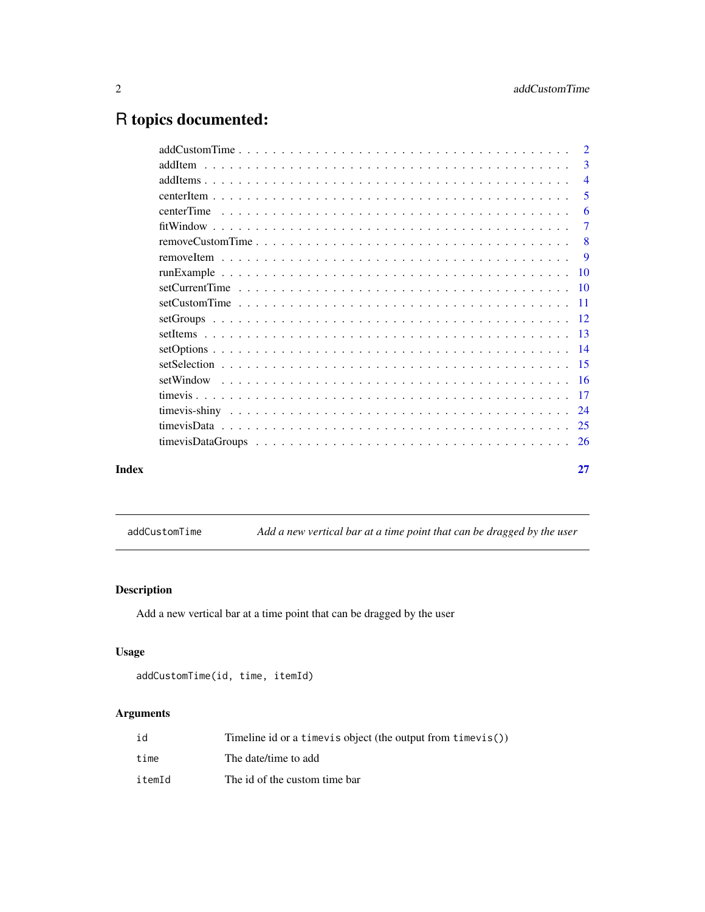# R topics documented:

| | |
|---|---|
| addCustomTime | 2 |
| addItem | 3 |
| addItems | 4 |
| centerItem | 5 |
| centerTime | 6 |
| fitWindow | 7 |
| removeCustomTime | 8 |
| removeItem | 9 |
| runExample | 10 |
| setCurrentTime | 10 |
| setCustomTime | 11 |
| setGroups | 12 |
| setItems | 13 |
| setOptions | 14 |
| setSelection | 15 |
| setWindow | 16 |
| timevis | 17 |
| timevis-shiny | 24 |
| timevisData | 25 |
| timevisDataGroups | 26 |
| **Index** | **27** |

---

`addCustomTime` *Add a new vertical bar at a time point that can be dragged by the user*

---

## Description

Add a new vertical bar at a time point that can be dragged by the user

## Usage

```
addCustomTime(id, time, itemId)
```

## Arguments

| | |
|---|---|
| `id` | Timeline id or a `timevis` object (the output from `timevis()`) |
| `time` | The date/time to add |
| `itemId` | The id of the custom time bar |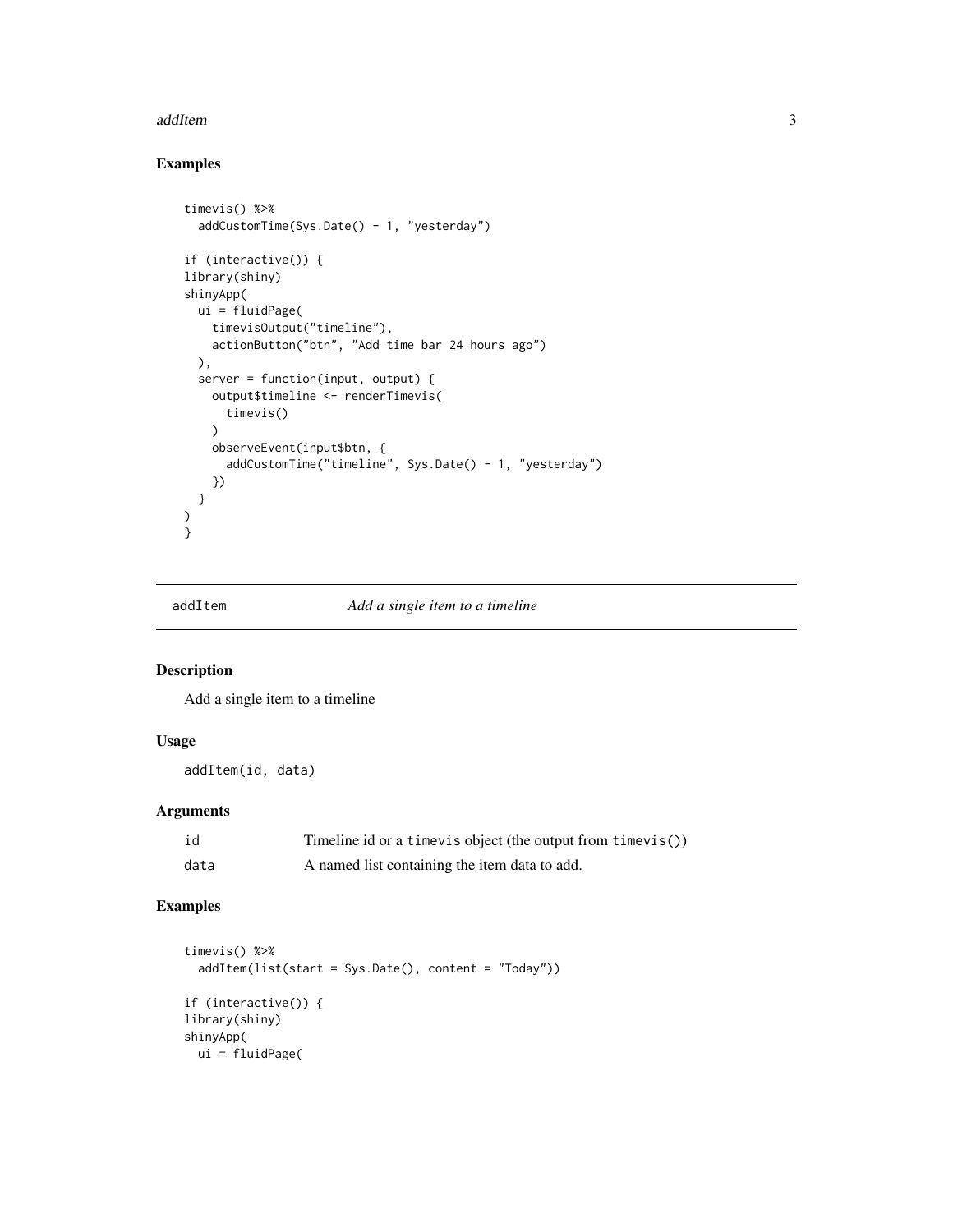### Examples

```
timevis() %>%
  addCustomTime(Sys.Date() - 1, "yesterday")

if (interactive()) {
library(shiny)
shinyApp(
  ui = fluidPage(
    timevisOutput("timeline"),
    actionButton("btn", "Add time bar 24 hours ago")
  ),
  server = function(input, output) {
    output$timeline <- renderTimevis(
      timevis()
    )
    observeEvent(input$btn, {
      addCustomTime("timeline", Sys.Date() - 1, "yesterday")
    })
  }
)
}
```

## addItem — *Add a single item to a timeline*

### Description

Add a single item to a timeline

### Usage

```
addItem(id, data)
```

### Arguments

| | |
|---|---|
| id | Timeline id or a timevis object (the output from timevis()) |
| data | A named list containing the item data to add. |

### Examples

```
timevis() %>%
  addItem(list(start = Sys.Date(), content = "Today"))

if (interactive()) {
library(shiny)
shinyApp(
  ui = fluidPage(
```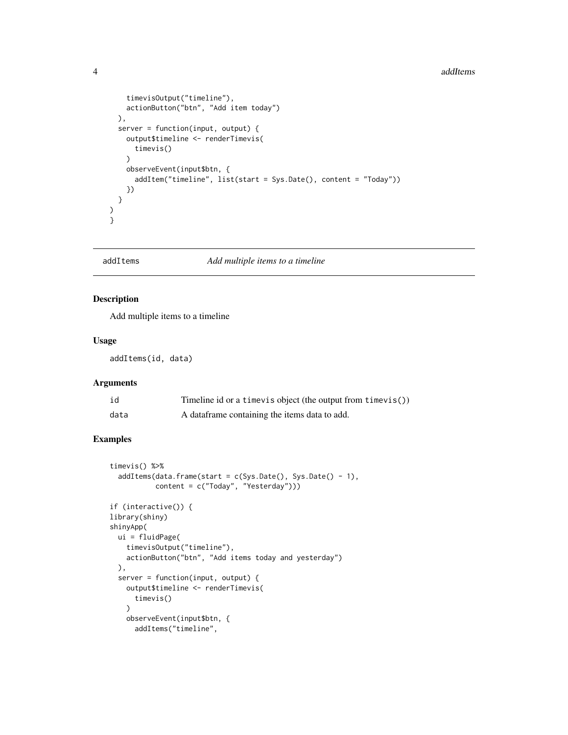```
    timevisOutput("timeline"),
    actionButton("btn", "Add item today")
  ),
  server = function(input, output) {
    output$timeline <- renderTimevis(
      timevis()
    )
    observeEvent(input$btn, {
      addItem("timeline", list(start = Sys.Date(), content = "Today"))
    })
  }
)
}
```

## addItems — *Add multiple items to a timeline*

### Description

Add multiple items to a timeline

### Usage

```
addItems(id, data)
```

### Arguments

| | |
|---|---|
| id | Timeline id or a `timevis` object (the output from `timevis()`) |
| data | A dataframe containing the items data to add. |

### Examples

```
timevis() %>%
  addItems(data.frame(start = c(Sys.Date(), Sys.Date() - 1),
           content = c("Today", "Yesterday")))

if (interactive()) {
library(shiny)
shinyApp(
  ui = fluidPage(
    timevisOutput("timeline"),
    actionButton("btn", "Add items today and yesterday")
  ),
  server = function(input, output) {
    output$timeline <- renderTimevis(
      timevis()
    )
    observeEvent(input$btn, {
      addItems("timeline",
```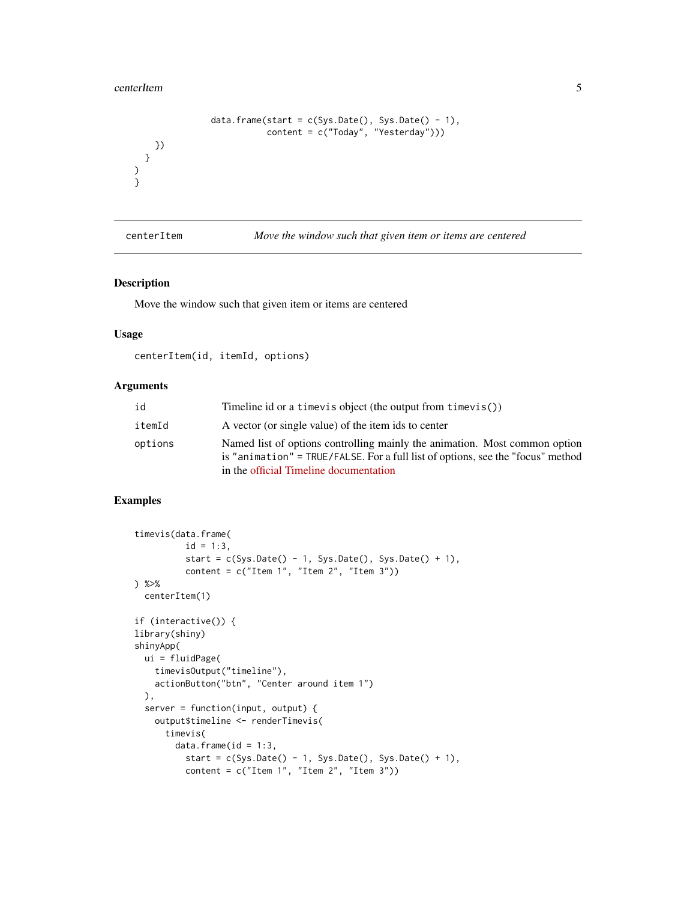```
                data.frame(start = c(Sys.Date(), Sys.Date() - 1),
                           content = c("Today", "Yesterday")))
    })
  }
)
}
```

## centerItem — *Move the window such that given item or items are centered*

### Description

Move the window such that given item or items are centered

### Usage

```
centerItem(id, itemId, options)
```

### Arguments

| | |
|---|---|
| `id` | Timeline id or a `timevis` object (the output from `timevis()`) |
| `itemId` | A vector (or single value) of the item ids to center |
| `options` | Named list of options controlling mainly the animation. Most common option is `"animation" = TRUE/FALSE`. For a full list of options, see the "focus" method in the official Timeline documentation |

### Examples

```
timevis(data.frame(
          id = 1:3,
          start = c(Sys.Date() - 1, Sys.Date(), Sys.Date() + 1),
          content = c("Item 1", "Item 2", "Item 3"))
) %>%
  centerItem(1)

if (interactive()) {
library(shiny)
shinyApp(
  ui = fluidPage(
    timevisOutput("timeline"),
    actionButton("btn", "Center around item 1")
  ),
  server = function(input, output) {
    output$timeline <- renderTimevis(
      timevis(
        data.frame(id = 1:3,
          start = c(Sys.Date() - 1, Sys.Date(), Sys.Date() + 1),
          content = c("Item 1", "Item 2", "Item 3"))
```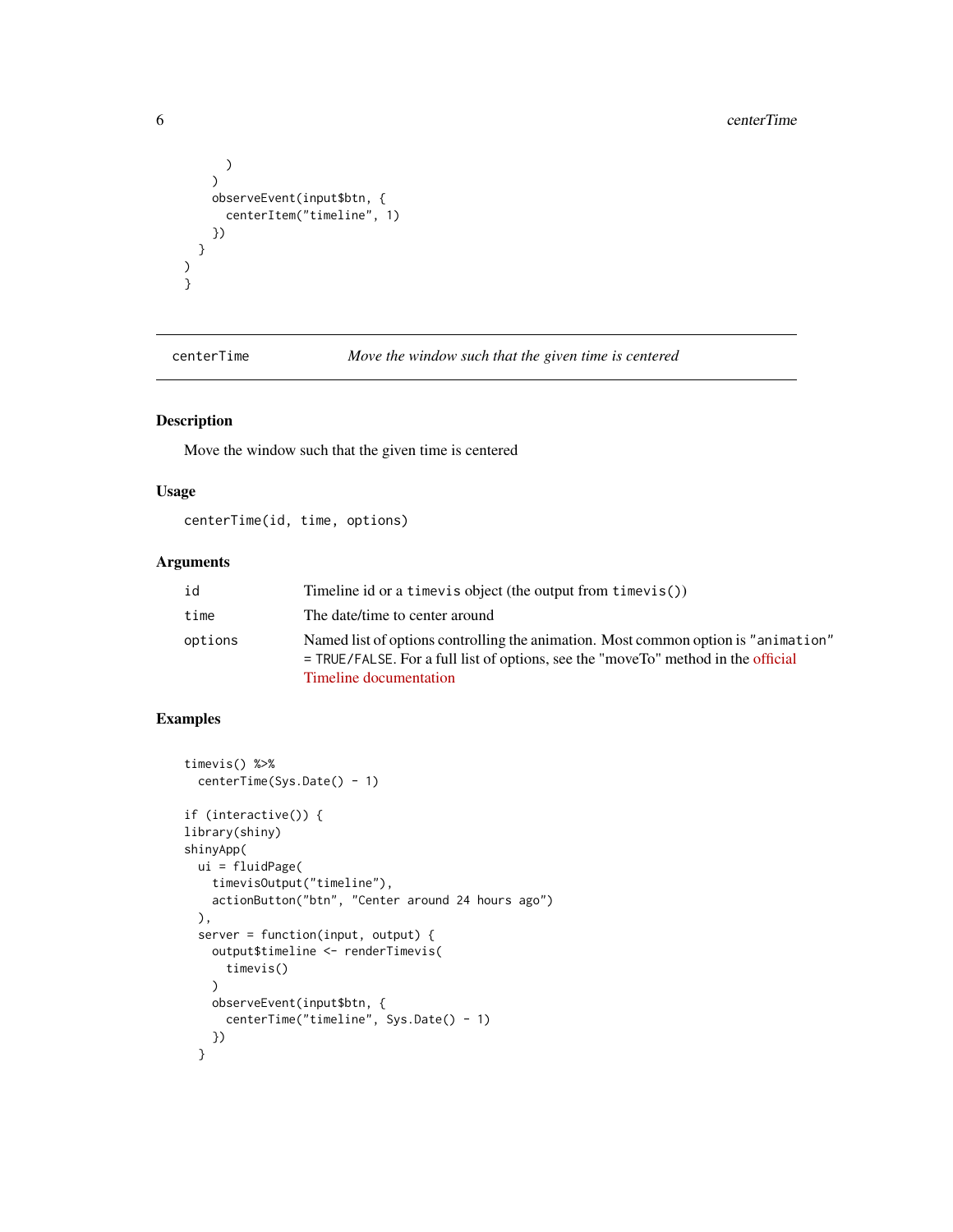```
    )
  )
  observeEvent(input$btn, {
    centerItem("timeline", 1)
  })
 }
)
}
```

## centerTime *Move the window such that the given time is centered*

### Description

Move the window such that the given time is centered

### Usage

```
centerTime(id, time, options)
```

### Arguments

| | |
|---|---|
| id | Timeline id or a `timevis` object (the output from `timevis()`) |
| time | The date/time to center around |
| options | Named list of options controlling the animation. Most common option is `"animation" = TRUE/FALSE`. For a full list of options, see the "moveTo" method in the official Timeline documentation |

### Examples

```
timevis() %>%
  centerTime(Sys.Date() - 1)

if (interactive()) {
library(shiny)
shinyApp(
  ui = fluidPage(
    timevisOutput("timeline"),
    actionButton("btn", "Center around 24 hours ago")
  ),
  server = function(input, output) {
    output$timeline <- renderTimevis(
      timevis()
    )
    observeEvent(input$btn, {
      centerTime("timeline", Sys.Date() - 1)
    })
  }
```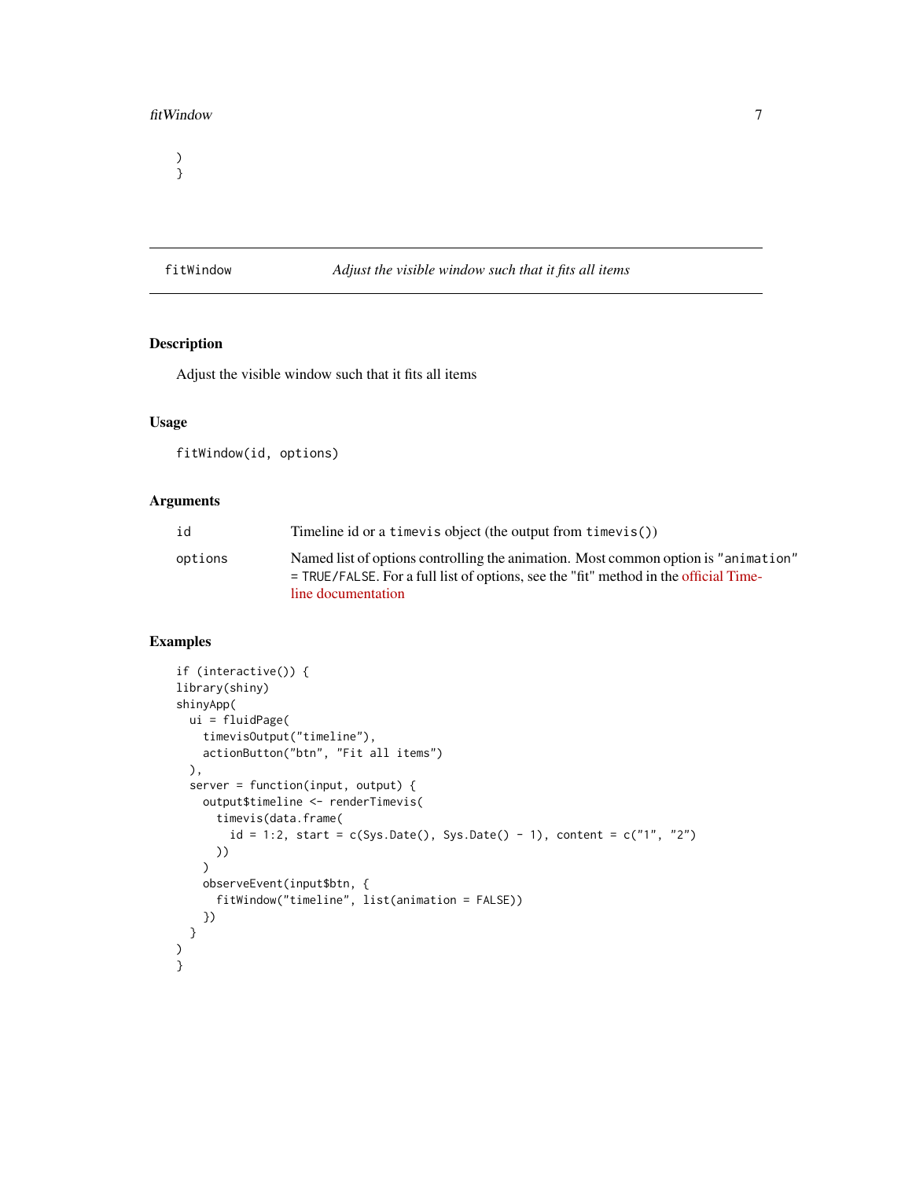```
)
}
```

## fitWindow — *Adjust the visible window such that it fits all items*

### Description

Adjust the visible window such that it fits all items

### Usage

```
fitWindow(id, options)
```

### Arguments

| Argument | Description |
| --- | --- |
| id | Timeline id or a `timevis` object (the output from `timevis()`) |
| options | Named list of options controlling the animation. Most common option is `"animation" = TRUE/FALSE`. For a full list of options, see the "fit" method in the official Timeline documentation |

### Examples

```
if (interactive()) {
library(shiny)
shinyApp(
  ui = fluidPage(
    timevisOutput("timeline"),
    actionButton("btn", "Fit all items")
  ),
  server = function(input, output) {
    output$timeline <- renderTimevis(
      timevis(data.frame(
        id = 1:2, start = c(Sys.Date(), Sys.Date() - 1), content = c("1", "2")
      ))
    )
    observeEvent(input$btn, {
      fitWindow("timeline", list(animation = FALSE))
    })
  }
)
}
```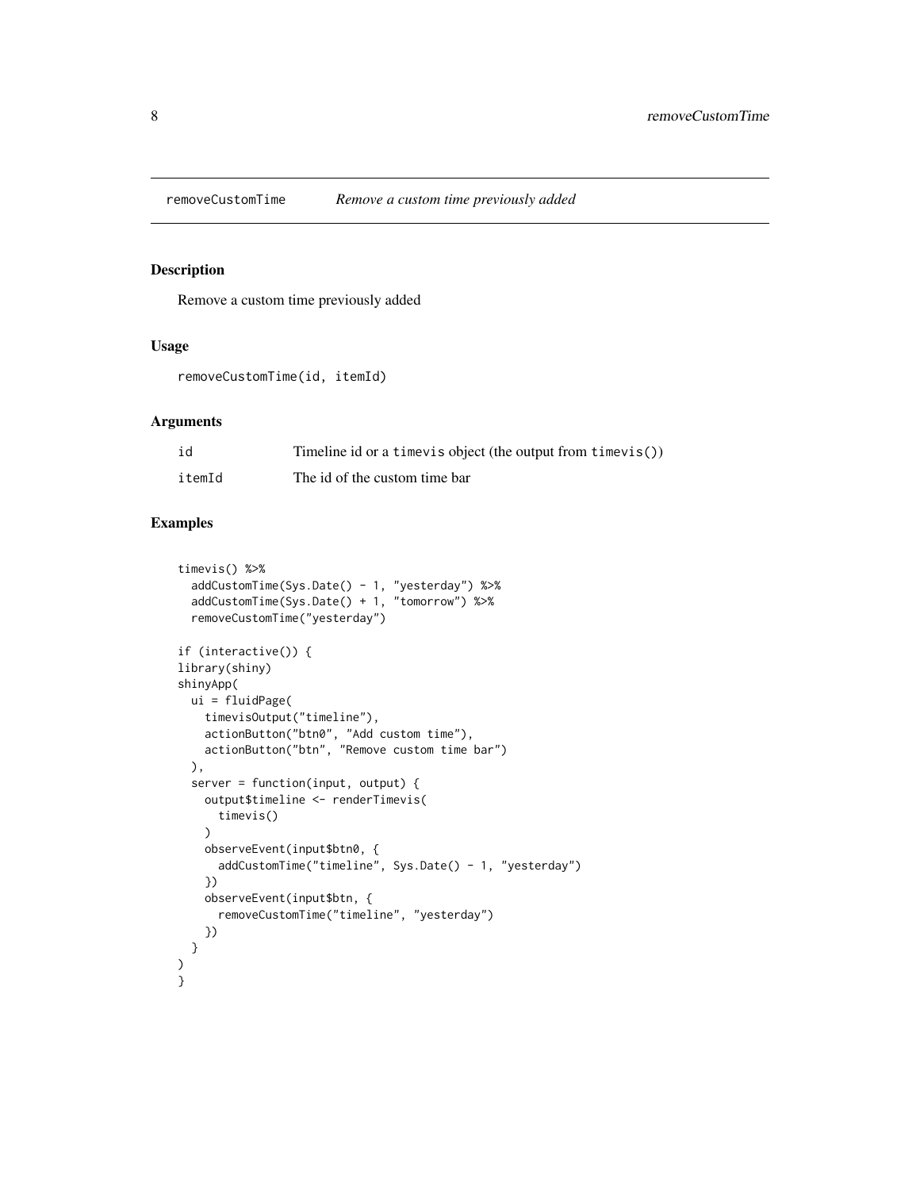## removeCustomTime *Remove a custom time previously added*

### Description

Remove a custom time previously added

### Usage

```
removeCustomTime(id, itemId)
```

### Arguments

| | |
|---|---|
| `id` | Timeline id or a `timevis` object (the output from `timevis()`) |
| `itemId` | The id of the custom time bar |

### Examples

```
timevis() %>%
  addCustomTime(Sys.Date() - 1, "yesterday") %>%
  addCustomTime(Sys.Date() + 1, "tomorrow") %>%
  removeCustomTime("yesterday")

if (interactive()) {
library(shiny)
shinyApp(
  ui = fluidPage(
    timevisOutput("timeline"),
    actionButton("btn0", "Add custom time"),
    actionButton("btn", "Remove custom time bar")
  ),
  server = function(input, output) {
    output$timeline <- renderTimevis(
      timevis()
    )
    observeEvent(input$btn0, {
      addCustomTime("timeline", Sys.Date() - 1, "yesterday")
    })
    observeEvent(input$btn, {
      removeCustomTime("timeline", "yesterday")
    })
  }
)
}
```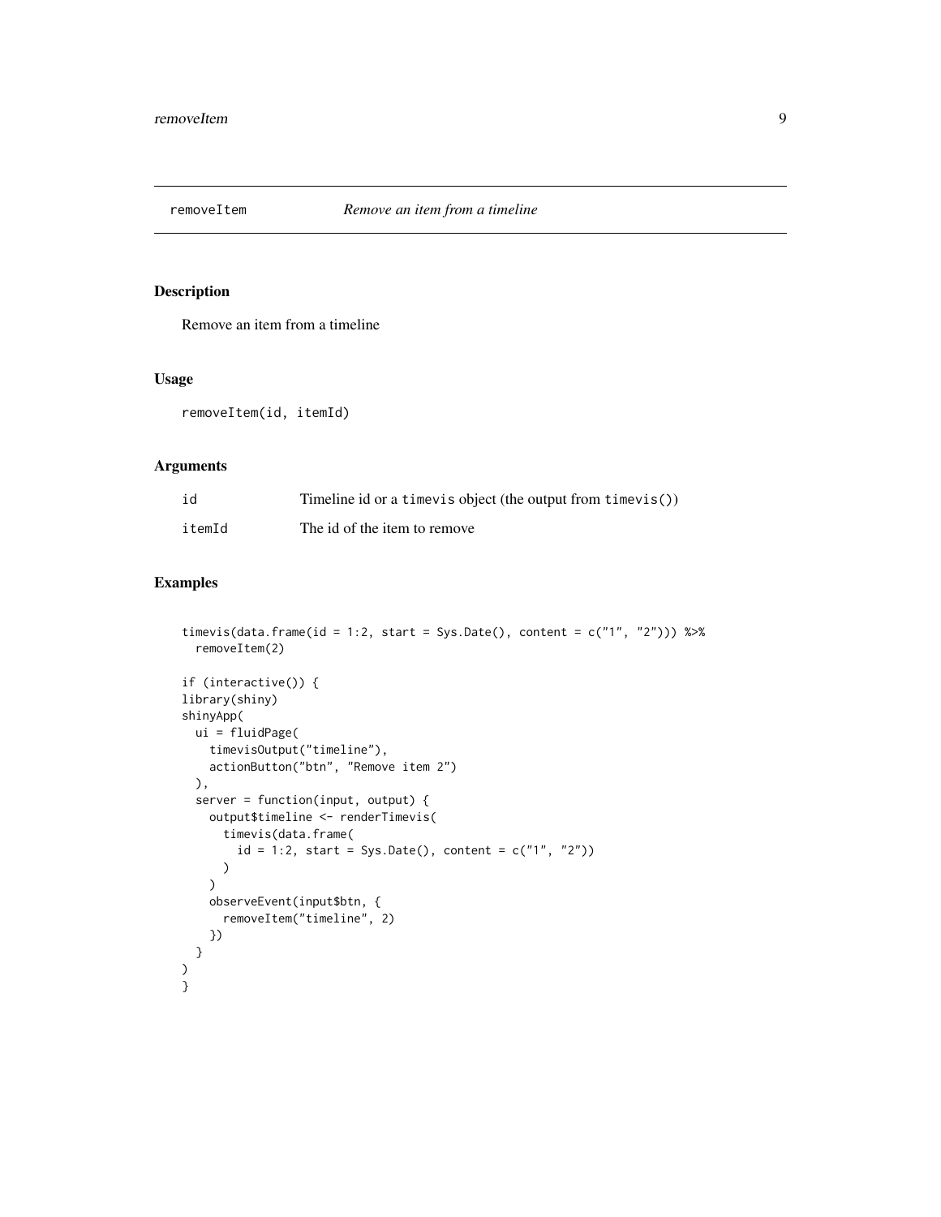## removeItem — *Remove an item from a timeline*

### Description

Remove an item from a timeline

### Usage

```
removeItem(id, itemId)
```

### Arguments

| | |
|---|---|
| id | Timeline id or a `timevis` object (the output from `timevis()`) |
| itemId | The id of the item to remove |

### Examples

```
timevis(data.frame(id = 1:2, start = Sys.Date(), content = c("1", "2"))) %>%
  removeItem(2)

if (interactive()) {
library(shiny)
shinyApp(
  ui = fluidPage(
    timevisOutput("timeline"),
    actionButton("btn", "Remove item 2")
  ),
  server = function(input, output) {
    output$timeline <- renderTimevis(
      timevis(data.frame(
        id = 1:2, start = Sys.Date(), content = c("1", "2"))
      )
    )
    observeEvent(input$btn, {
      removeItem("timeline", 2)
    })
  }
)
}
```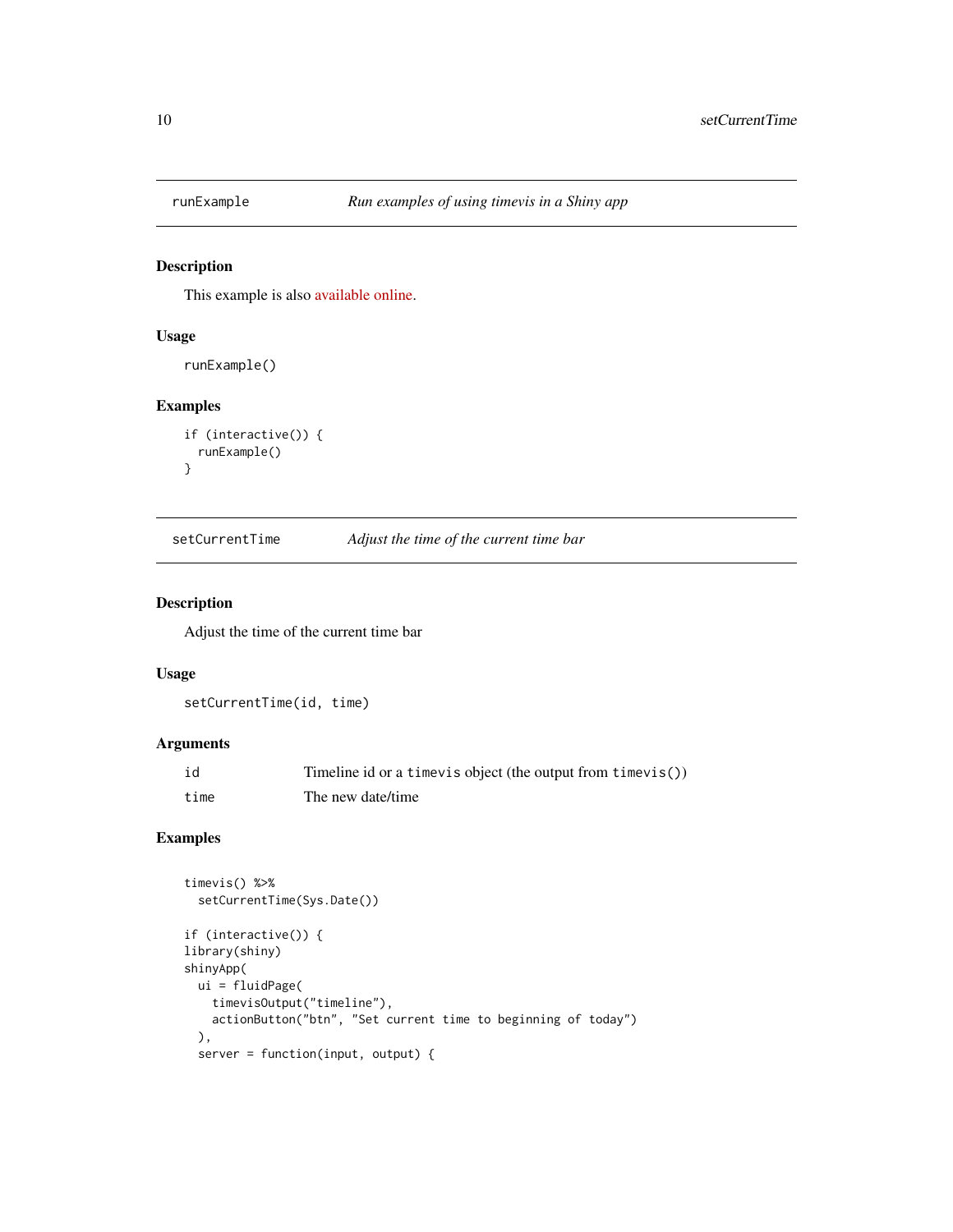## runExample *Run examples of using timevis in a Shiny app*

### Description

This example is also available online.

### Usage

```
runExample()
```

### Examples

```
if (interactive()) {
  runExample()
}
```

## setCurrentTime *Adjust the time of the current time bar*

### Description

Adjust the time of the current time bar

### Usage

```
setCurrentTime(id, time)
```

### Arguments

| | |
|---|---|
| id | Timeline id or a `timevis` object (the output from `timevis()`) |
| time | The new date/time |

### Examples

```
timevis() %>%
  setCurrentTime(Sys.Date())

if (interactive()) {
library(shiny)
shinyApp(
  ui = fluidPage(
    timevisOutput("timeline"),
    actionButton("btn", "Set current time to beginning of today")
  ),
  server = function(input, output) {
```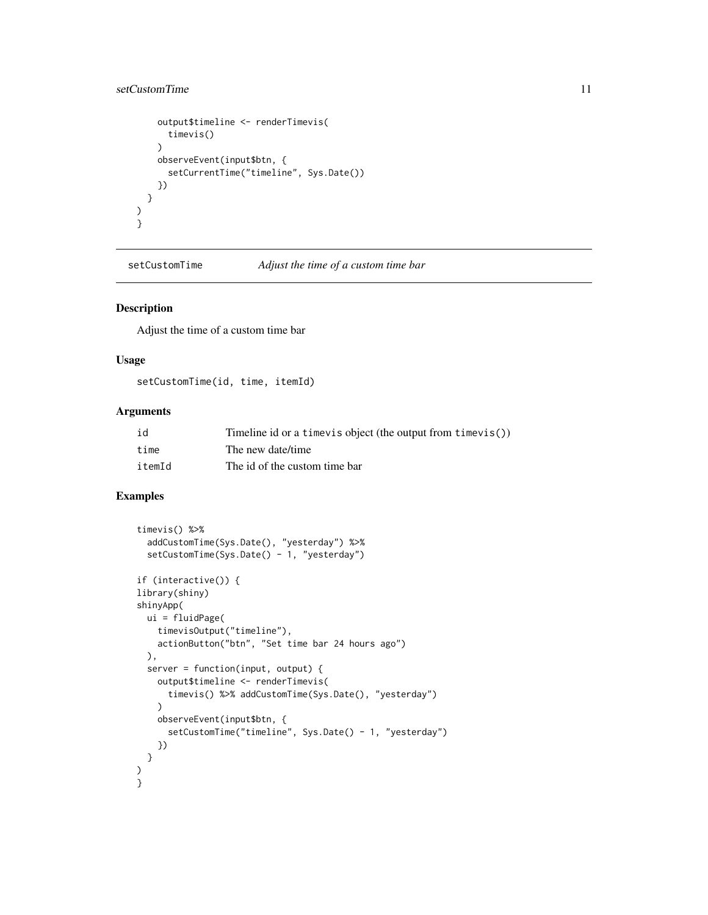```
    output$timeline <- renderTimevis(
      timevis()
    )
    observeEvent(input$btn, {
      setCurrentTime("timeline", Sys.Date())
    })
  }
)
}
```

## setCustomTime — *Adjust the time of a custom time bar*

### Description

Adjust the time of a custom time bar

### Usage

```
setCustomTime(id, time, itemId)
```

### Arguments

| | |
|---|---|
| id | Timeline id or a `timevis` object (the output from `timevis()`) |
| time | The new date/time |
| itemId | The id of the custom time bar |

### Examples

```
timevis() %>%
  addCustomTime(Sys.Date(), "yesterday") %>%
  setCustomTime(Sys.Date() - 1, "yesterday")

if (interactive()) {
library(shiny)
shinyApp(
  ui = fluidPage(
    timevisOutput("timeline"),
    actionButton("btn", "Set time bar 24 hours ago")
  ),
  server = function(input, output) {
    output$timeline <- renderTimevis(
      timevis() %>% addCustomTime(Sys.Date(), "yesterday")
    )
    observeEvent(input$btn, {
      setCustomTime("timeline", Sys.Date() - 1, "yesterday")
    })
  }
)
}
```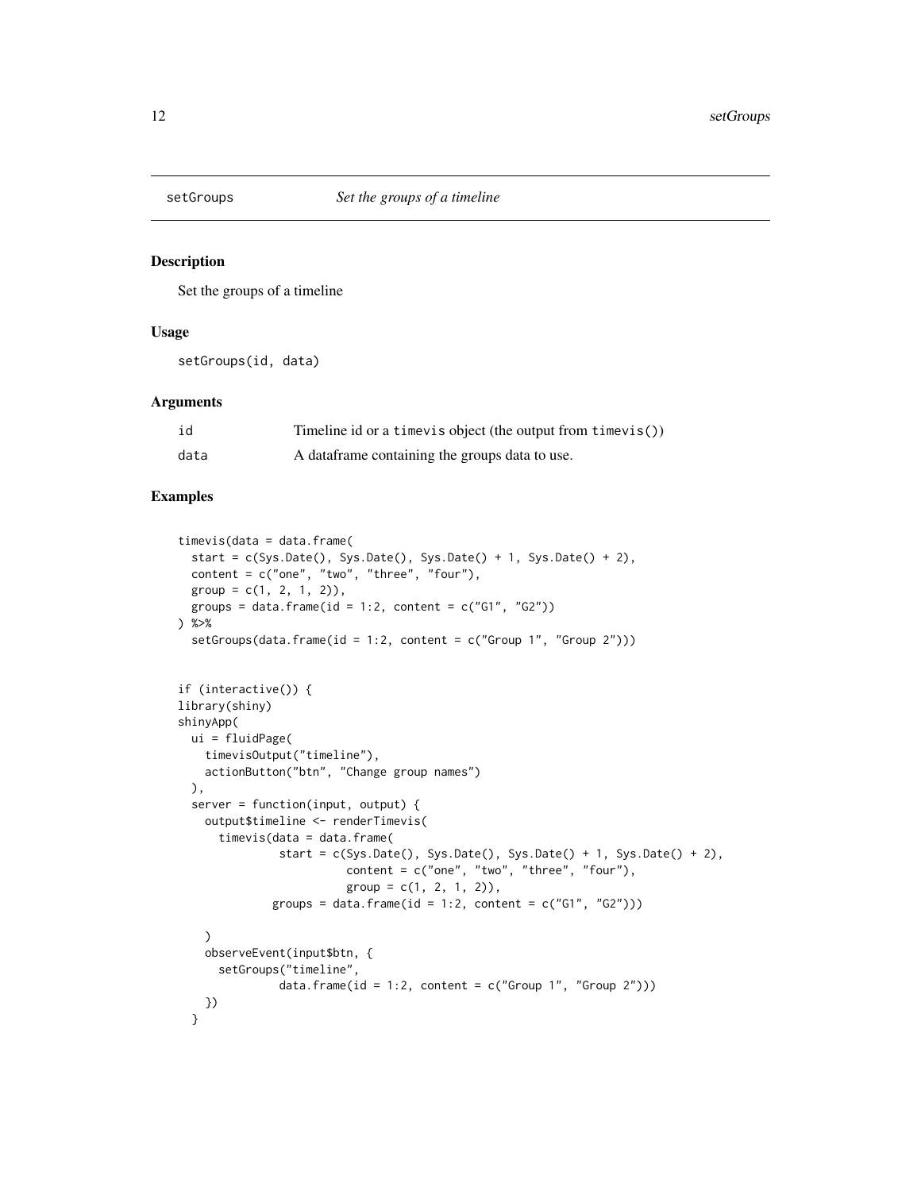## setGroups *Set the groups of a timeline*

### Description

Set the groups of a timeline

### Usage

```
setGroups(id, data)
```

### Arguments

| | |
|---|---|
| id | Timeline id or a `timevis` object (the output from `timevis()`) |
| data | A dataframe containing the groups data to use. |

### Examples

```
timevis(data = data.frame(
  start = c(Sys.Date(), Sys.Date(), Sys.Date() + 1, Sys.Date() + 2),
  content = c("one", "two", "three", "four"),
  group = c(1, 2, 1, 2)),
  groups = data.frame(id = 1:2, content = c("G1", "G2"))
) %>%
  setGroups(data.frame(id = 1:2, content = c("Group 1", "Group 2")))


if (interactive()) {
library(shiny)
shinyApp(
  ui = fluidPage(
    timevisOutput("timeline"),
    actionButton("btn", "Change group names")
  ),
  server = function(input, output) {
    output$timeline <- renderTimevis(
      timevis(data = data.frame(
               start = c(Sys.Date(), Sys.Date(), Sys.Date() + 1, Sys.Date() + 2),
                         content = c("one", "two", "three", "four"),
                         group = c(1, 2, 1, 2)),
              groups = data.frame(id = 1:2, content = c("G1", "G2")))

    )
    observeEvent(input$btn, {
      setGroups("timeline",
               data.frame(id = 1:2, content = c("Group 1", "Group 2")))
    })
  }
```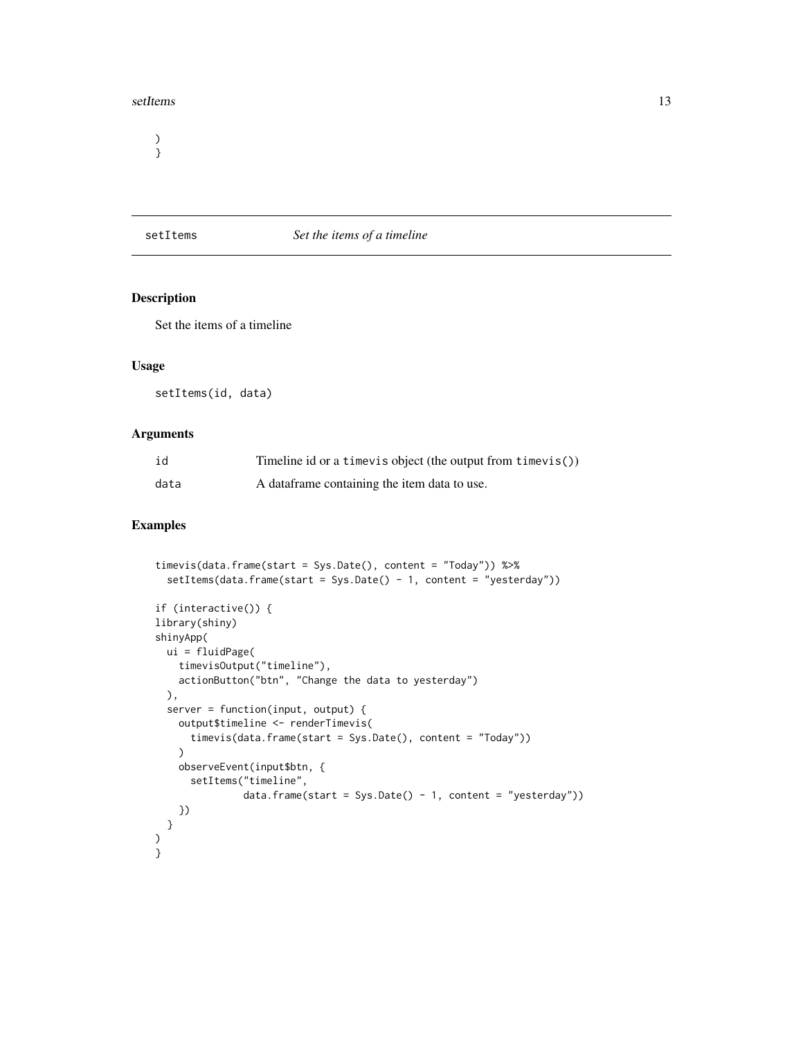```
)
}
```

## setItems *Set the items of a timeline*

### Description

Set the items of a timeline

### Usage

```
setItems(id, data)
```

### Arguments

| | |
|---|---|
| id | Timeline id or a timevis object (the output from timevis()) |
| data | A dataframe containing the item data to use. |

### Examples

```
timevis(data.frame(start = Sys.Date(), content = "Today")) %>%
  setItems(data.frame(start = Sys.Date() - 1, content = "yesterday"))

if (interactive()) {
library(shiny)
shinyApp(
  ui = fluidPage(
    timevisOutput("timeline"),
    actionButton("btn", "Change the data to yesterday")
  ),
  server = function(input, output) {
    output$timeline <- renderTimevis(
      timevis(data.frame(start = Sys.Date(), content = "Today"))
    )
    observeEvent(input$btn, {
      setItems("timeline",
               data.frame(start = Sys.Date() - 1, content = "yesterday"))
    })
  }
)
}
```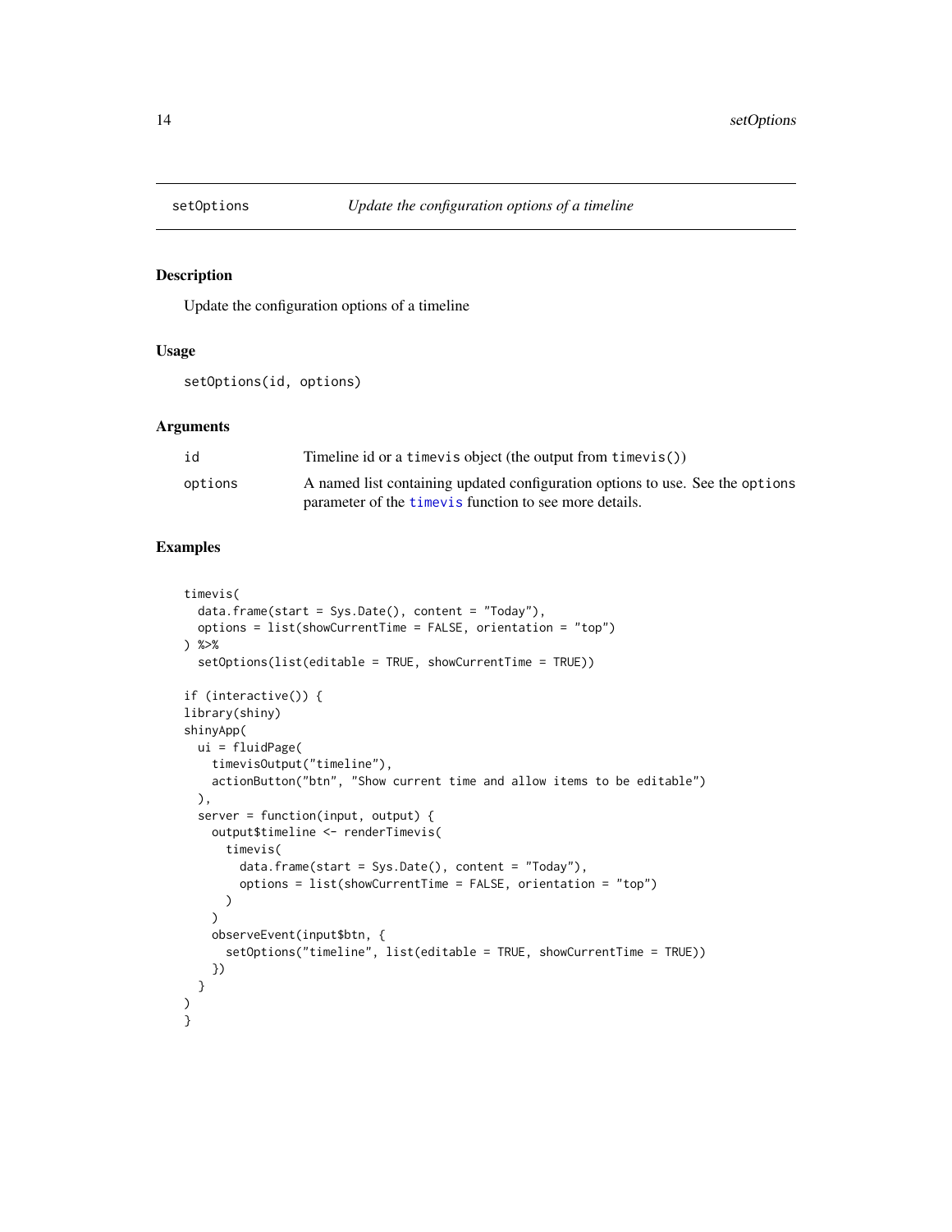## setOptions — *Update the configuration options of a timeline*

### Description

Update the configuration options of a timeline

### Usage

```
setOptions(id, options)
```

### Arguments

| | |
|---|---|
| `id` | Timeline id or a `timevis` object (the output from `timevis()`) |
| `options` | A named list containing updated configuration options to use. See the `options` parameter of the `timevis` function to see more details. |

### Examples

```
timevis(
  data.frame(start = Sys.Date(), content = "Today"),
  options = list(showCurrentTime = FALSE, orientation = "top")
) %>%
  setOptions(list(editable = TRUE, showCurrentTime = TRUE))

if (interactive()) {
library(shiny)
shinyApp(
  ui = fluidPage(
    timevisOutput("timeline"),
    actionButton("btn", "Show current time and allow items to be editable")
  ),
  server = function(input, output) {
    output$timeline <- renderTimevis(
      timevis(
        data.frame(start = Sys.Date(), content = "Today"),
        options = list(showCurrentTime = FALSE, orientation = "top")
      )
    )
    observeEvent(input$btn, {
      setOptions("timeline", list(editable = TRUE, showCurrentTime = TRUE))
    })
  }
)
}
```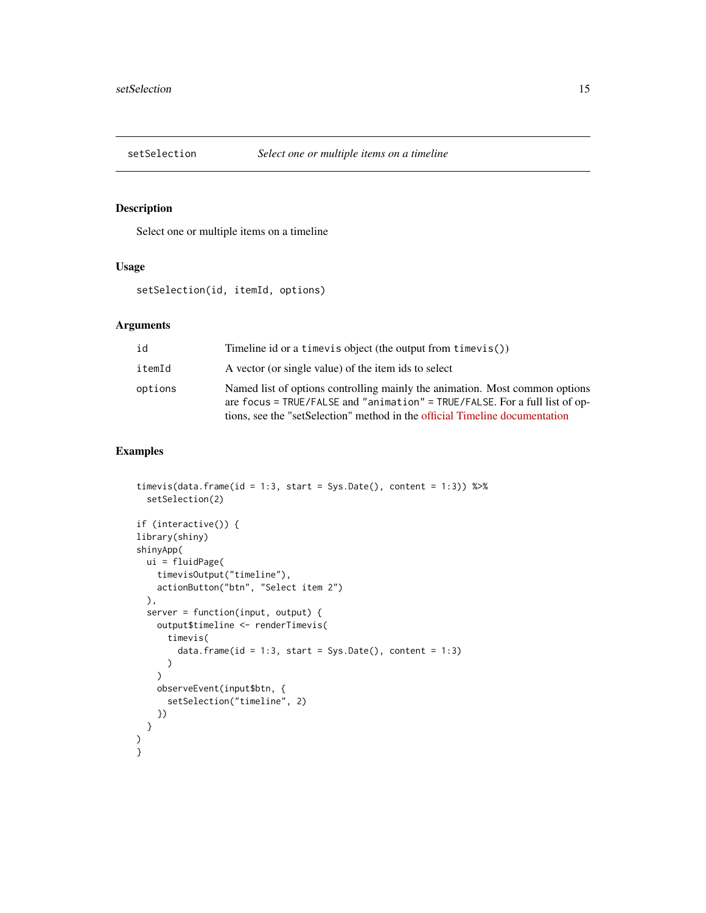## setSelection — *Select one or multiple items on a timeline*

### Description

Select one or multiple items on a timeline

### Usage

```
setSelection(id, itemId, options)
```

### Arguments

| Argument | Description |
|---|---|
| `id` | Timeline id or a `timevis` object (the output from `timevis()`) |
| `itemId` | A vector (or single value) of the item ids to select |
| `options` | Named list of options controlling mainly the animation. Most common options are `focus = TRUE/FALSE` and `"animation" = TRUE/FALSE`. For a full list of options, see the "setSelection" method in the official Timeline documentation |

### Examples

```
timevis(data.frame(id = 1:3, start = Sys.Date(), content = 1:3)) %>%
  setSelection(2)

if (interactive()) {
library(shiny)
shinyApp(
  ui = fluidPage(
    timevisOutput("timeline"),
    actionButton("btn", "Select item 2")
  ),
  server = function(input, output) {
    output$timeline <- renderTimevis(
      timevis(
        data.frame(id = 1:3, start = Sys.Date(), content = 1:3)
      )
    )
    observeEvent(input$btn, {
      setSelection("timeline", 2)
    })
  }
)
}
```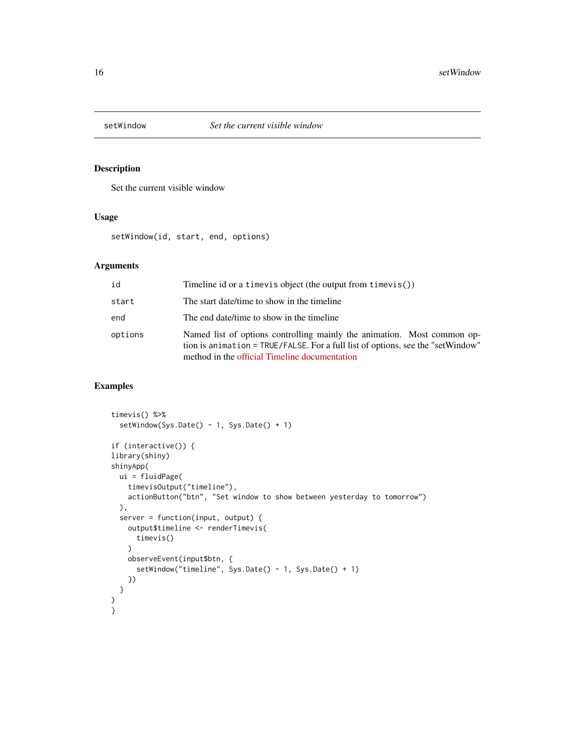## setWindow — *Set the current visible window*

### Description

Set the current visible window

### Usage

```
setWindow(id, start, end, options)
```

### Arguments

| Argument | Description |
|---|---|
| `id` | Timeline id or a `timevis` object (the output from `timevis()`) |
| `start` | The start date/time to show in the timeline |
| `end` | The end date/time to show in the timeline |
| `options` | Named list of options controlling mainly the animation. Most common option is `animation = TRUE/FALSE`. For a full list of options, see the "setWindow" method in the official Timeline documentation |

### Examples

```
timevis() %>%
  setWindow(Sys.Date() - 1, Sys.Date() + 1)

if (interactive()) {
library(shiny)
shinyApp(
  ui = fluidPage(
    timevisOutput("timeline"),
    actionButton("btn", "Set window to show between yesterday to tomorrow")
  ),
  server = function(input, output) {
    output$timeline <- renderTimevis(
      timevis()
    )
    observeEvent(input$btn, {
      setWindow("timeline", Sys.Date() - 1, Sys.Date() + 1)
    })
  }
)
}
```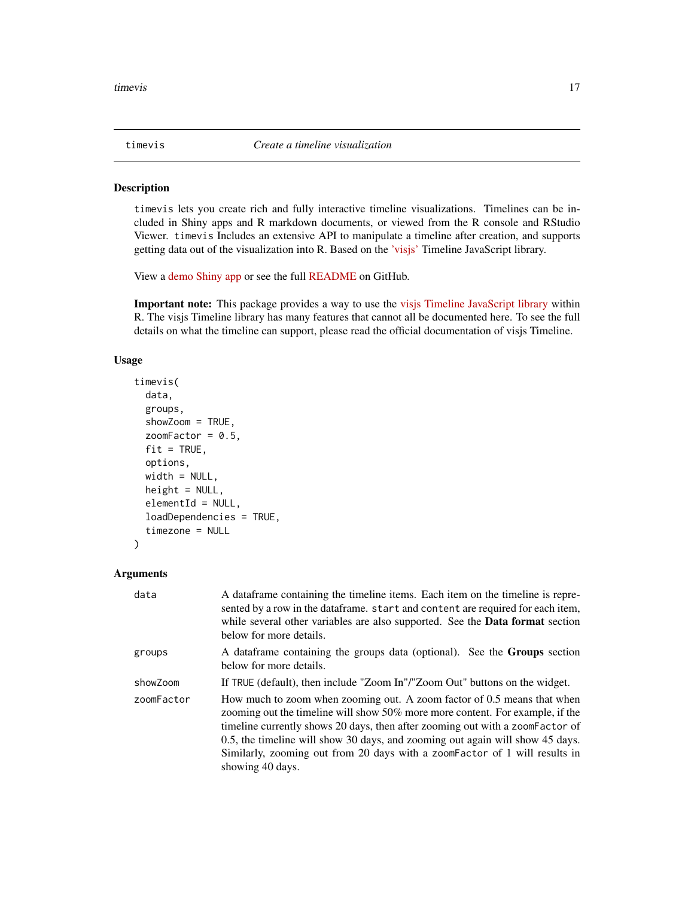## timevis — *Create a timeline visualization*

### Description

`timevis` lets you create rich and fully interactive timeline visualizations. Timelines can be included in Shiny apps and R markdown documents, or viewed from the R console and RStudio Viewer. `timevis` Includes an extensive API to manipulate a timeline after creation, and supports getting data out of the visualization into R. Based on the 'visjs' Timeline JavaScript library.

View a demo Shiny app or see the full README on GitHub.

**Important note:** This package provides a way to use the visjs Timeline JavaScript library within R. The visjs Timeline library has many features that cannot all be documented here. To see the full details on what the timeline can support, please read the official documentation of visjs Timeline.

### Usage

```
timevis(
  data,
  groups,
  showZoom = TRUE,
  zoomFactor = 0.5,
  fit = TRUE,
  options,
  width = NULL,
  height = NULL,
  elementId = NULL,
  loadDependencies = TRUE,
  timezone = NULL
)
```

### Arguments

| | |
|---|---|
| `data` | A dataframe containing the timeline items. Each item on the timeline is represented by a row in the dataframe. `start` and `content` are required for each item, while several other variables are also supported. See the **Data format** section below for more details. |
| `groups` | A dataframe containing the groups data (optional). See the **Groups** section below for more details. |
| `showZoom` | If `TRUE` (default), then include "Zoom In"/"Zoom Out" buttons on the widget. |
| `zoomFactor` | How much to zoom when zooming out. A zoom factor of 0.5 means that when zooming out the timeline will show 50% more more content. For example, if the timeline currently shows 20 days, then after zooming out with a `zoomFactor` of 0.5, the timeline will show 30 days, and zooming out again will show 45 days. Similarly, zooming out from 20 days with a `zoomFactor` of 1 will results in showing 40 days. |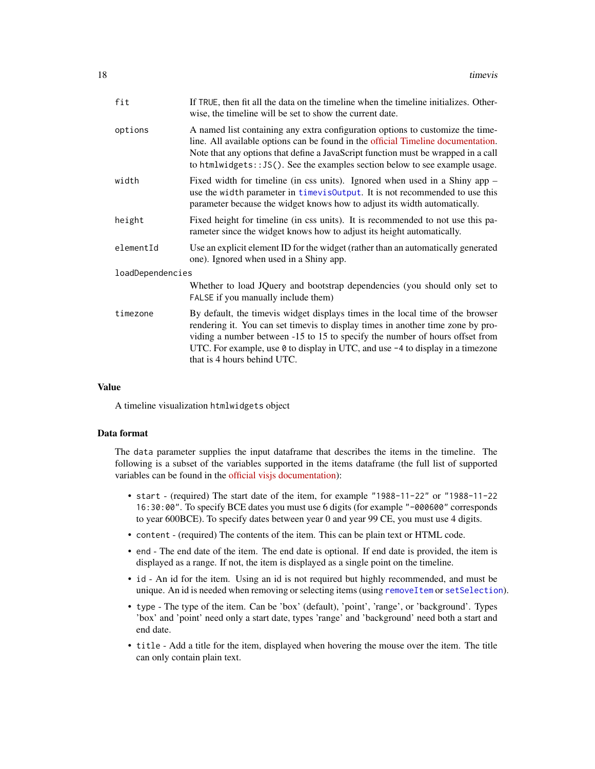| | |
|---|---|
| `fit` | If `TRUE`, then fit all the data on the timeline when the timeline initializes. Otherwise, the timeline will be set to show the current date. |
| `options` | A named list containing any extra configuration options to customize the timeline. All available options can be found in the official Timeline documentation. Note that any options that define a JavaScript function must be wrapped in a call to `htmlwidgets::JS()`. See the examples section below to see example usage. |
| `width` | Fixed width for timeline (in css units). Ignored when used in a Shiny app – use the `width` parameter in `timevisOutput`. It is not recommended to use this parameter because the widget knows how to adjust its width automatically. |
| `height` | Fixed height for timeline (in css units). It is recommended to not use this parameter since the widget knows how to adjust its height automatically. |
| `elementId` | Use an explicit element ID for the widget (rather than an automatically generated one). Ignored when used in a Shiny app. |
| `loadDependencies` | Whether to load JQuery and bootstrap dependencies (you should only set to `FALSE` if you manually include them) |
| `timezone` | By default, the timevis widget displays times in the local time of the browser rendering it. You can set timevis to display times in another time zone by providing a number between -15 to 15 to specify the number of hours offset from UTC. For example, use `0` to display in UTC, and use `-4` to display in a timezone that is 4 hours behind UTC. |

## Value

A timeline visualization `htmlwidgets` object

## Data format

The `data` parameter supplies the input dataframe that describes the items in the timeline. The following is a subset of the variables supported in the items dataframe (the full list of supported variables can be found in the official visjs documentation):

- `start` - (required) The start date of the item, for example `"1988-11-22"` or `"1988-11-22 16:30:00"`. To specify BCE dates you must use 6 digits (for example `"-000600"` corresponds to year 600BCE). To specify dates between year 0 and year 99 CE, you must use 4 digits.
- `content` - (required) The contents of the item. This can be plain text or HTML code.
- `end` - The end date of the item. The end date is optional. If end date is provided, the item is displayed as a range. If not, the item is displayed as a single point on the timeline.
- `id` - An id for the item. Using an id is not required but highly recommended, and must be unique. An id is needed when removing or selecting items (using `removeItem` or `setSelection`).
- `type` - The type of the item. Can be 'box' (default), 'point', 'range', or 'background'. Types 'box' and 'point' need only a start date, types 'range' and 'background' need both a start and end date.
- `title` - Add a title for the item, displayed when hovering the mouse over the item. The title can only contain plain text.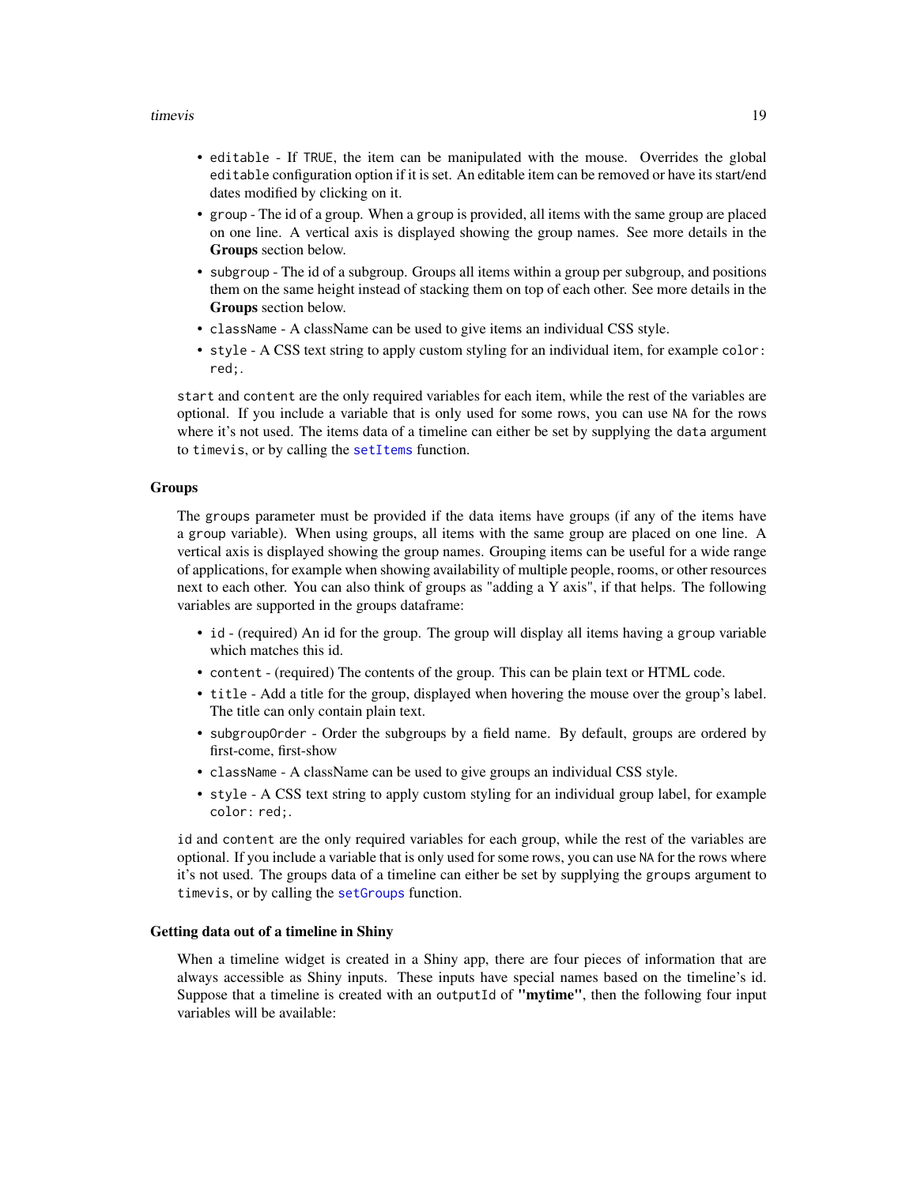- `editable` - If `TRUE`, the item can be manipulated with the mouse. Overrides the global `editable` configuration option if it is set. An editable item can be removed or have its start/end dates modified by clicking on it.
- `group` - The id of a group. When a `group` is provided, all items with the same group are placed on one line. A vertical axis is displayed showing the group names. See more details in the **Groups** section below.
- `subgroup` - The id of a subgroup. Groups all items within a group per subgroup, and positions them on the same height instead of stacking them on top of each other. See more details in the **Groups** section below.
- `className` - A className can be used to give items an individual CSS style.
- `style` - A CSS text string to apply custom styling for an individual item, for example `color: red;`.

`start` and `content` are the only required variables for each item, while the rest of the variables are optional. If you include a variable that is only used for some rows, you can use `NA` for the rows where it's not used. The items data of a timeline can either be set by supplying the `data` argument to `timevis`, or by calling the `setItems` function.

### Groups

The `groups` parameter must be provided if the data items have groups (if any of the items have a `group` variable). When using groups, all items with the same group are placed on one line. A vertical axis is displayed showing the group names. Grouping items can be useful for a wide range of applications, for example when showing availability of multiple people, rooms, or other resources next to each other. You can also think of groups as "adding a Y axis", if that helps. The following variables are supported in the groups dataframe:

- `id` - (required) An id for the group. The group will display all items having a `group` variable which matches this id.
- `content` - (required) The contents of the group. This can be plain text or HTML code.
- `title` - Add a title for the group, displayed when hovering the mouse over the group's label. The title can only contain plain text.
- `subgroupOrder` - Order the subgroups by a field name. By default, groups are ordered by first-come, first-show
- `className` - A className can be used to give groups an individual CSS style.
- `style` - A CSS text string to apply custom styling for an individual group label, for example `color: red;`.

`id` and `content` are the only required variables for each group, while the rest of the variables are optional. If you include a variable that is only used for some rows, you can use `NA` for the rows where it's not used. The groups data of a timeline can either be set by supplying the `groups` argument to `timevis`, or by calling the `setGroups` function.

### Getting data out of a timeline in Shiny

When a timeline widget is created in a Shiny app, there are four pieces of information that are always accessible as Shiny inputs. These inputs have special names based on the timeline's id. Suppose that a timeline is created with an `outputId` of **"mytime"**, then the following four input variables will be available: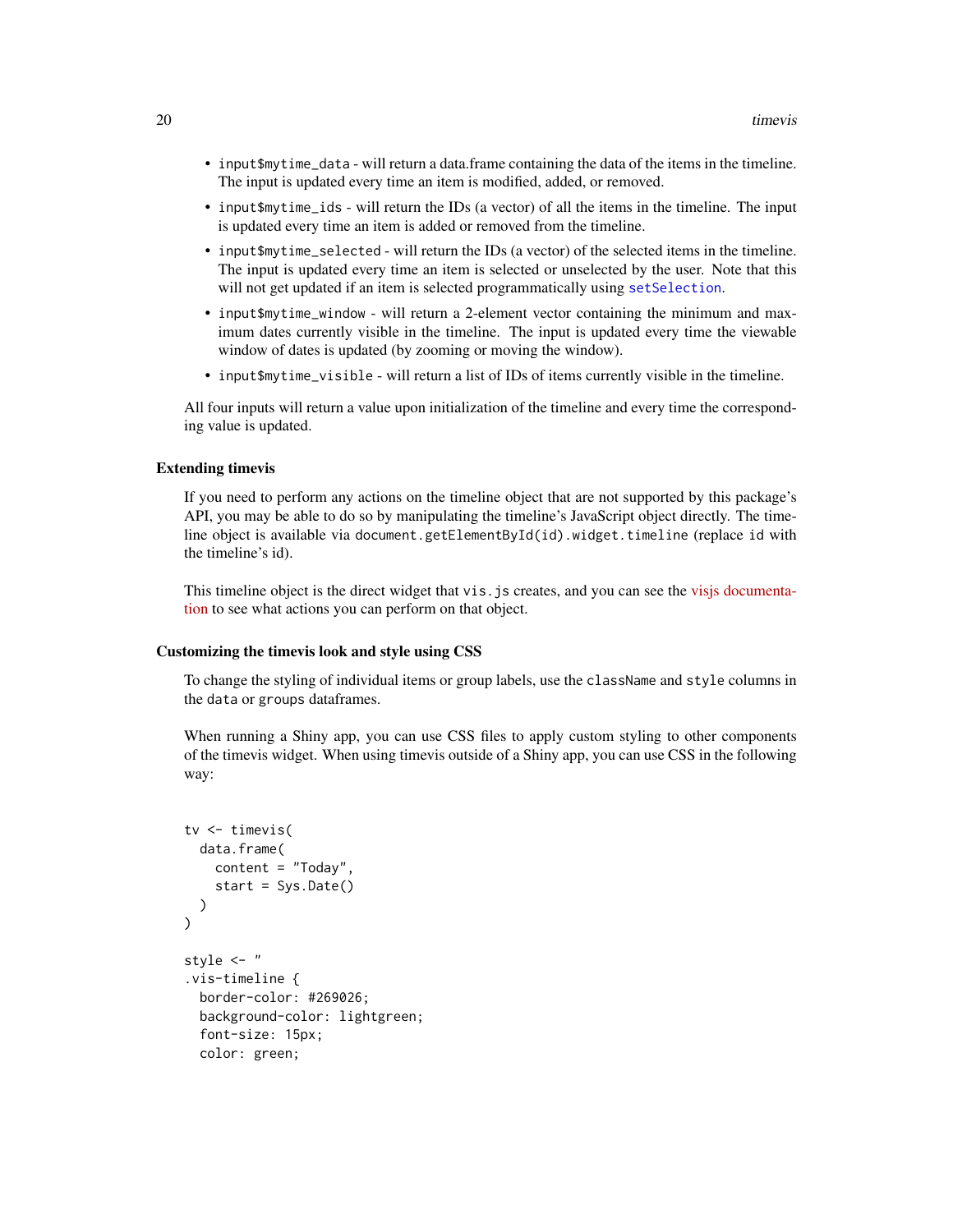- `input$mytime_data` - will return a data.frame containing the data of the items in the timeline. The input is updated every time an item is modified, added, or removed.
- `input$mytime_ids` - will return the IDs (a vector) of all the items in the timeline. The input is updated every time an item is added or removed from the timeline.
- `input$mytime_selected` - will return the IDs (a vector) of the selected items in the timeline. The input is updated every time an item is selected or unselected by the user. Note that this will not get updated if an item is selected programmatically using `setSelection`.
- `input$mytime_window` - will return a 2-element vector containing the minimum and maximum dates currently visible in the timeline. The input is updated every time the viewable window of dates is updated (by zooming or moving the window).
- `input$mytime_visible` - will return a list of IDs of items currently visible in the timeline.

All four inputs will return a value upon initialization of the timeline and every time the corresponding value is updated.

### Extending timevis

If you need to perform any actions on the timeline object that are not supported by this package's API, you may be able to do so by manipulating the timeline's JavaScript object directly. The timeline object is available via `document.getElementById(id).widget.timeline` (replace `id` with the timeline's id).

This timeline object is the direct widget that `vis.js` creates, and you can see the visjs documentation to see what actions you can perform on that object.

### Customizing the timevis look and style using CSS

To change the styling of individual items or group labels, use the `className` and `style` columns in the `data` or `groups` dataframes.

When running a Shiny app, you can use CSS files to apply custom styling to other components of the timevis widget. When using timevis outside of a Shiny app, you can use CSS in the following way:

```
tv <- timevis(
  data.frame(
    content = "Today",
    start = Sys.Date()
  )
)

style <- "
.vis-timeline {
  border-color: #269026;
  background-color: lightgreen;
  font-size: 15px;
  color: green;
```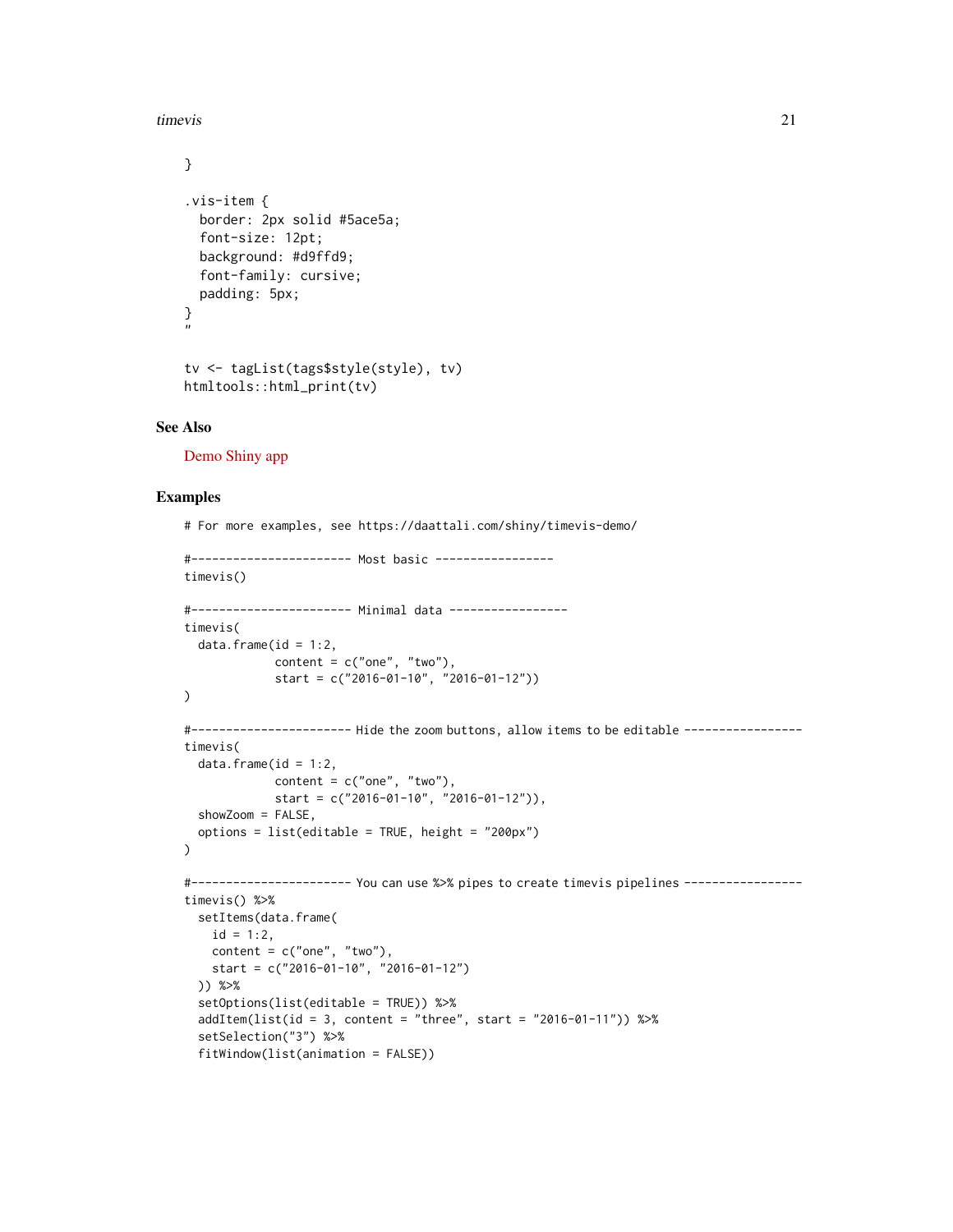```
}

.vis-item {
  border: 2px solid #5ace5a;
  font-size: 12pt;
  background: #d9ffd9;
  font-family: cursive;
  padding: 5px;
}
"

tv <- tagList(tags$style(style), tv)
htmltools::html_print(tv)
```

## See Also

Demo Shiny app

## Examples

```
# For more examples, see https://daattali.com/shiny/timevis-demo/

#----------------------- Most basic -----------------
timevis()

#----------------------- Minimal data -----------------
timevis(
  data.frame(id = 1:2,
             content = c("one", "two"),
             start = c("2016-01-10", "2016-01-12"))
)

#----------------------- Hide the zoom buttons, allow items to be editable -----------------
timevis(
  data.frame(id = 1:2,
             content = c("one", "two"),
             start = c("2016-01-10", "2016-01-12")),
  showZoom = FALSE,
  options = list(editable = TRUE, height = "200px")
)

#----------------------- You can use %>% pipes to create timevis pipelines -----------------
timevis() %>%
  setItems(data.frame(
    id = 1:2,
    content = c("one", "two"),
    start = c("2016-01-10", "2016-01-12")
  )) %>%
  setOptions(list(editable = TRUE)) %>%
  addItem(list(id = 3, content = "three", start = "2016-01-11")) %>%
  setSelection("3") %>%
  fitWindow(list(animation = FALSE))
```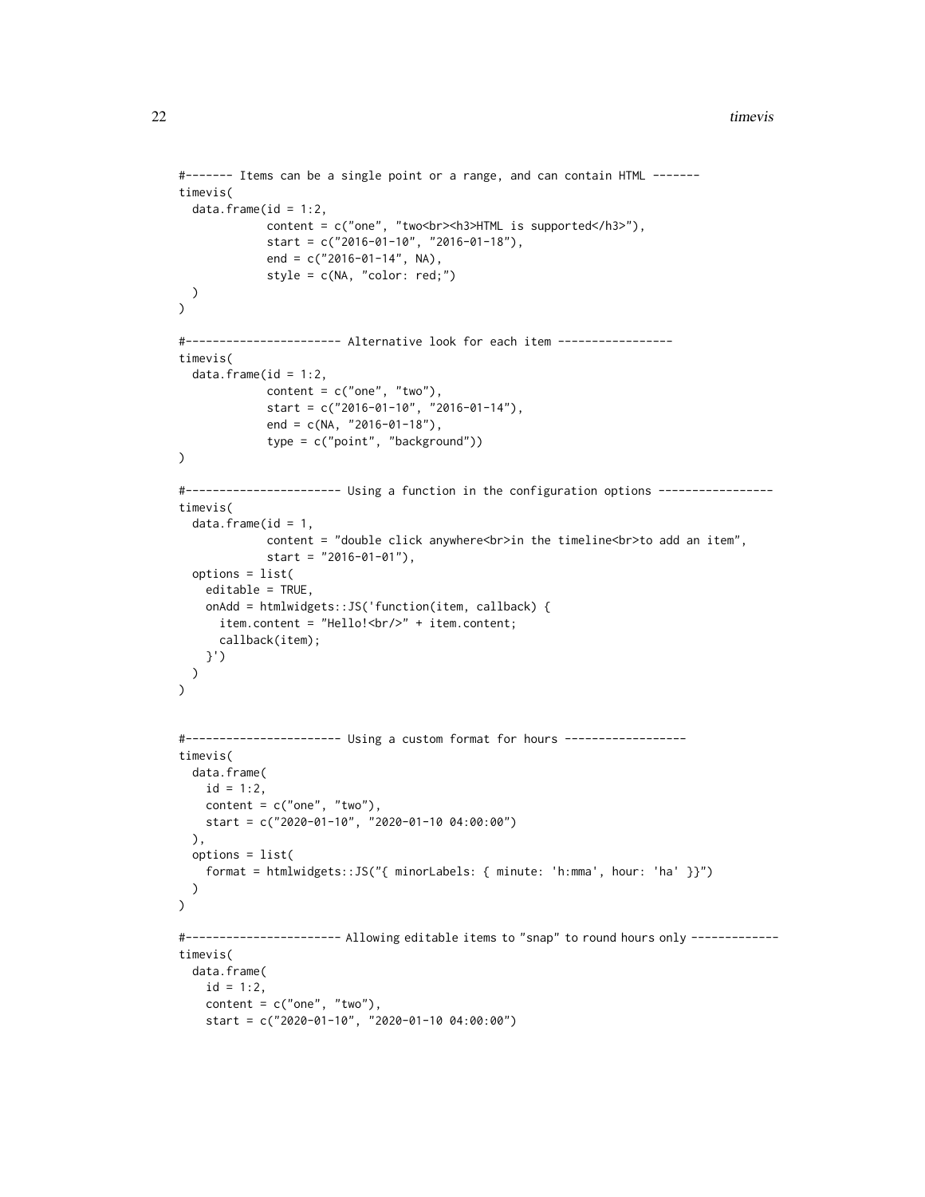```
#------- Items can be a single point or a range, and can contain HTML -------
timevis(
  data.frame(id = 1:2,
             content = c("one", "two<br><h3>HTML is supported</h3>"),
             start = c("2016-01-10", "2016-01-18"),
             end = c("2016-01-14", NA),
             style = c(NA, "color: red;")
  )
)

#----------------------- Alternative look for each item -----------------
timevis(
  data.frame(id = 1:2,
             content = c("one", "two"),
             start = c("2016-01-10", "2016-01-14"),
             end = c(NA, "2016-01-18"),
             type = c("point", "background"))
)

#----------------------- Using a function in the configuration options -----------------
timevis(
  data.frame(id = 1,
             content = "double click anywhere<br>in the timeline<br>to add an item",
             start = "2016-01-01"),
  options = list(
    editable = TRUE,
    onAdd = htmlwidgets::JS('function(item, callback) {
      item.content = "Hello!<br/>" + item.content;
      callback(item);
    }')
  )
)


#----------------------- Using a custom format for hours ------------------
timevis(
  data.frame(
    id = 1:2,
    content = c("one", "two"),
    start = c("2020-01-10", "2020-01-10 04:00:00")
  ),
  options = list(
    format = htmlwidgets::JS("{ minorLabels: { minute: 'h:mma', hour: 'ha' }}")
  )
)

#----------------------- Allowing editable items to "snap" to round hours only -------------
timevis(
  data.frame(
    id = 1:2,
    content = c("one", "two"),
    start = c("2020-01-10", "2020-01-10 04:00:00")
```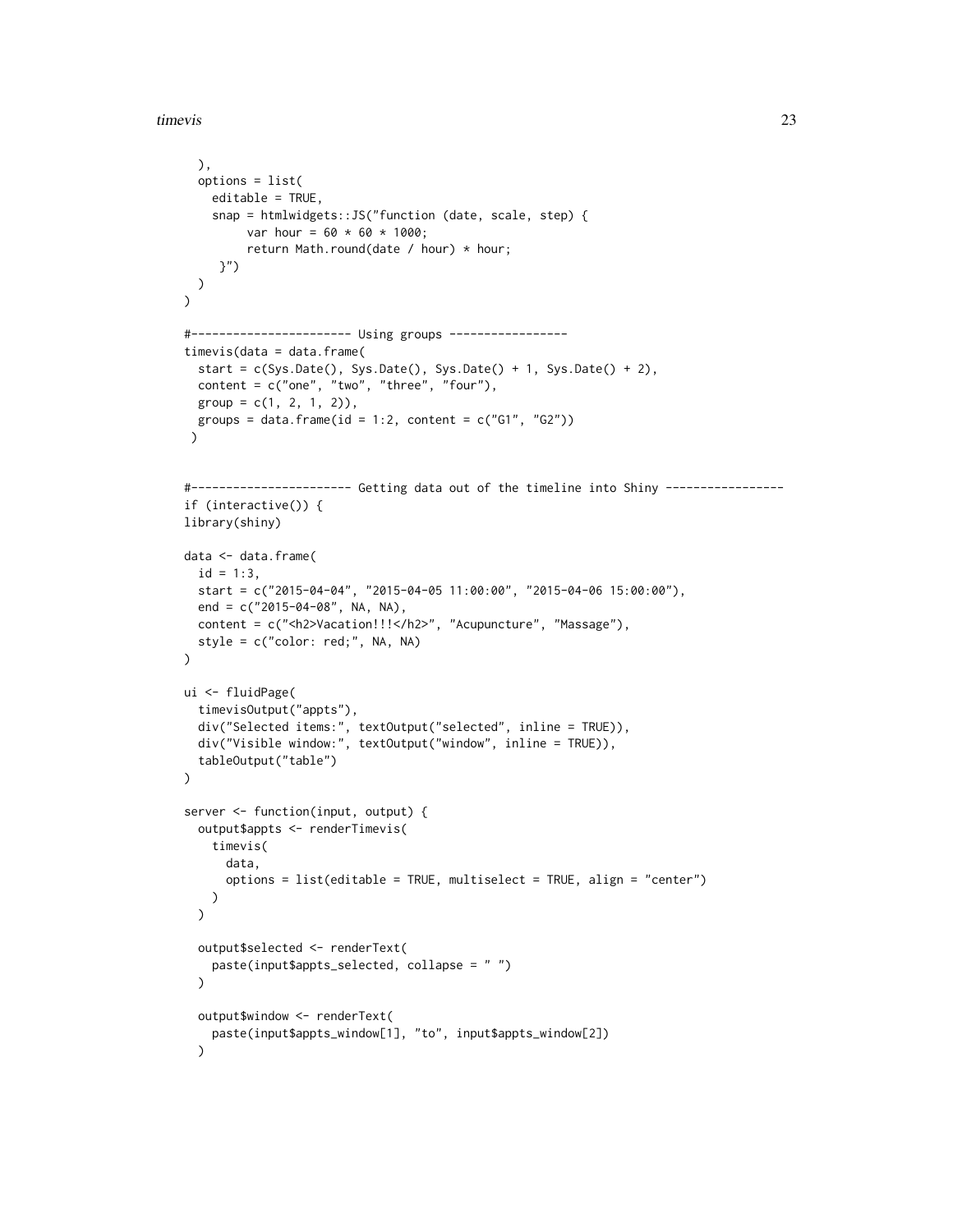```
  ),
  options = list(
    editable = TRUE,
    snap = htmlwidgets::JS("function (date, scale, step) {
         var hour = 60 * 60 * 1000;
         return Math.round(date / hour) * hour;
     }")
  )
)

#----------------------- Using groups -----------------
timevis(data = data.frame(
  start = c(Sys.Date(), Sys.Date(), Sys.Date() + 1, Sys.Date() + 2),
  content = c("one", "two", "three", "four"),
  group = c(1, 2, 1, 2)),
  groups = data.frame(id = 1:2, content = c("G1", "G2"))
 )


#----------------------- Getting data out of the timeline into Shiny -----------------
if (interactive()) {
library(shiny)

data <- data.frame(
  id = 1:3,
  start = c("2015-04-04", "2015-04-05 11:00:00", "2015-04-06 15:00:00"),
  end = c("2015-04-08", NA, NA),
  content = c("<h2>Vacation!!!</h2>", "Acupuncture", "Massage"),
  style = c("color: red;", NA, NA)
)

ui <- fluidPage(
  timevisOutput("appts"),
  div("Selected items:", textOutput("selected", inline = TRUE)),
  div("Visible window:", textOutput("window", inline = TRUE)),
  tableOutput("table")
)

server <- function(input, output) {
  output$appts <- renderTimevis(
    timevis(
      data,
      options = list(editable = TRUE, multiselect = TRUE, align = "center")
    )
  )

  output$selected <- renderText(
    paste(input$appts_selected, collapse = " ")
  )

  output$window <- renderText(
    paste(input$appts_window[1], "to", input$appts_window[2])
  )
```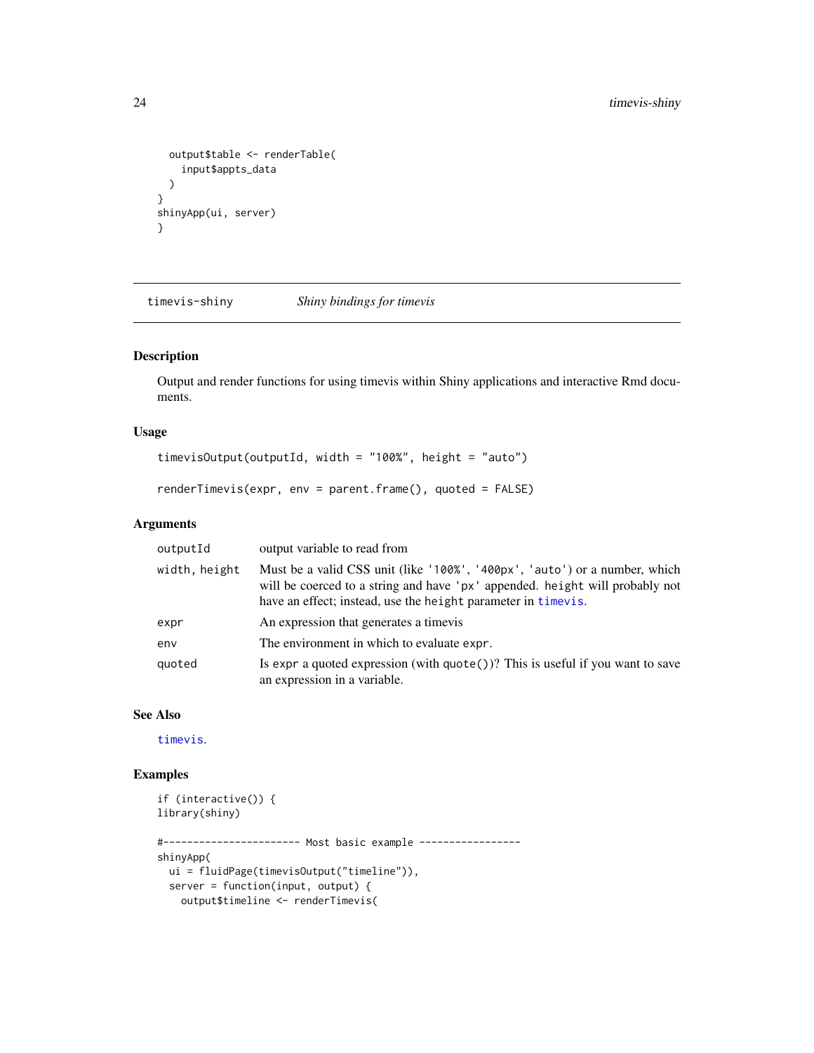```
  output$table <- renderTable(
    input$appts_data
  )
}
shinyApp(ui, server)
}
```

## timevis-shiny — *Shiny bindings for timevis*

### Description

Output and render functions for using timevis within Shiny applications and interactive Rmd documents.

### Usage

```
timevisOutput(outputId, width = "100%", height = "auto")

renderTimevis(expr, env = parent.frame(), quoted = FALSE)
```

### Arguments

| | |
|---|---|
| outputId | output variable to read from |
| width, height | Must be a valid CSS unit (like '100%', '400px', 'auto') or a number, which will be coerced to a string and have 'px' appended. height will probably not have an effect; instead, use the height parameter in timevis. |
| expr | An expression that generates a timevis |
| env | The environment in which to evaluate expr. |
| quoted | Is expr a quoted expression (with quote())? This is useful if you want to save an expression in a variable. |

### See Also

timevis.

### Examples

```
if (interactive()) {
library(shiny)

#----------------------- Most basic example -----------------
shinyApp(
  ui = fluidPage(timevisOutput("timeline")),
  server = function(input, output) {
    output$timeline <- renderTimevis(
```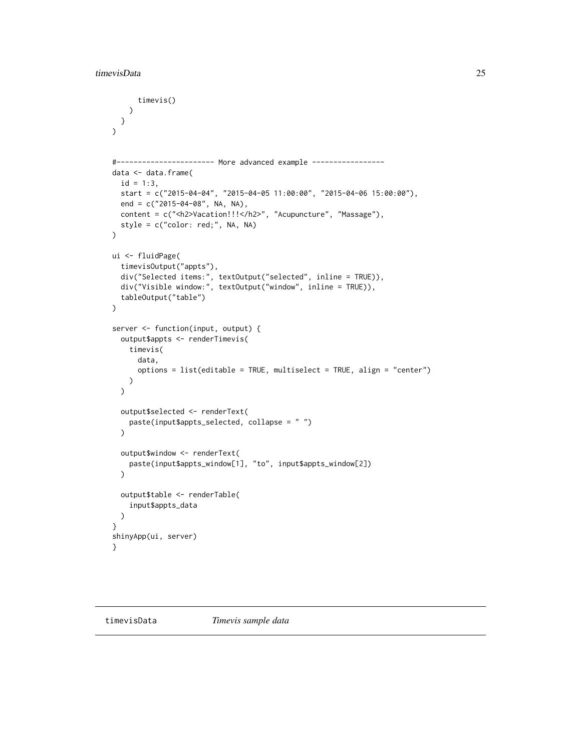```
      timevis()
    )
  }
)


#----------------------- More advanced example -----------------
data <- data.frame(
  id = 1:3,
  start = c("2015-04-04", "2015-04-05 11:00:00", "2015-04-06 15:00:00"),
  end = c("2015-04-08", NA, NA),
  content = c("<h2>Vacation!!!</h2>", "Acupuncture", "Massage"),
  style = c("color: red;", NA, NA)
)

ui <- fluidPage(
  timevisOutput("appts"),
  div("Selected items:", textOutput("selected", inline = TRUE)),
  div("Visible window:", textOutput("window", inline = TRUE)),
  tableOutput("table")
)

server <- function(input, output) {
  output$appts <- renderTimevis(
    timevis(
      data,
      options = list(editable = TRUE, multiselect = TRUE, align = "center")
    )
  )

  output$selected <- renderText(
    paste(input$appts_selected, collapse = " ")
  )

  output$window <- renderText(
    paste(input$appts_window[1], "to", input$appts_window[2])
  )

  output$table <- renderTable(
    input$appts_data
  )
}
shinyApp(ui, server)
}
```

---

## timevisData *Timevis sample data*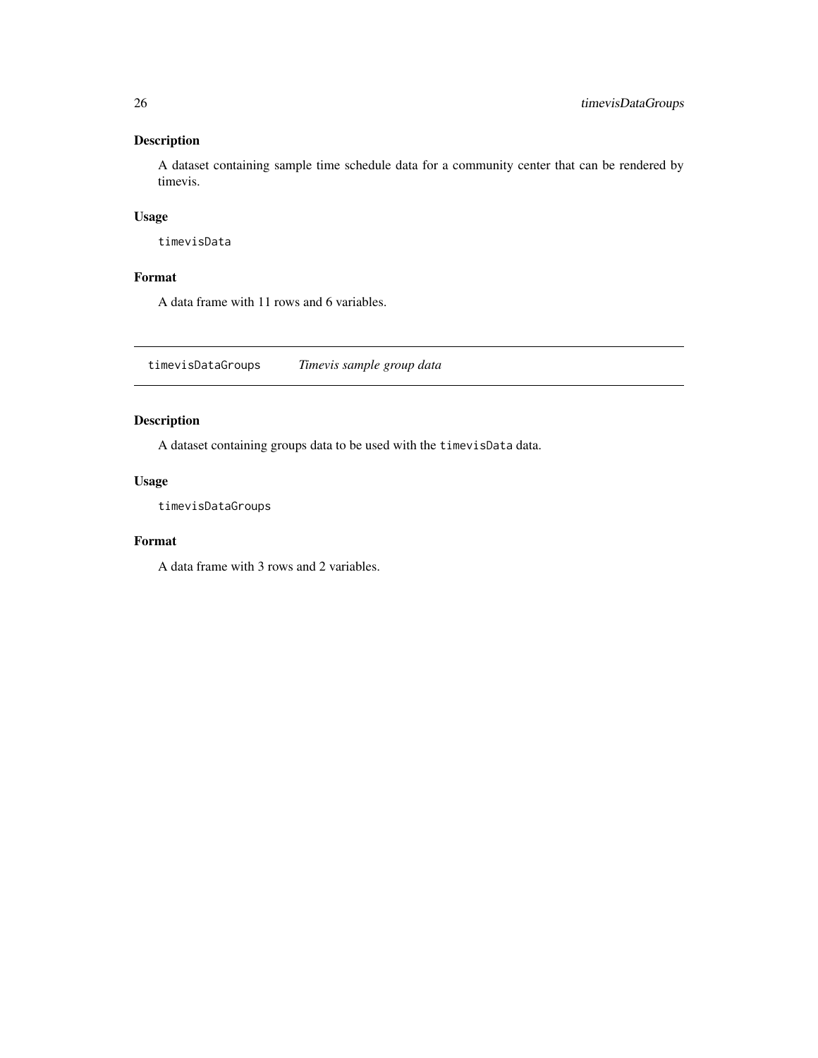## Description

A dataset containing sample time schedule data for a community center that can be rendered by timevis.

## Usage

```
timevisData
```

## Format

A data frame with 11 rows and 6 variables.

---

# timevisDataGroups *Timevis sample group data*

## Description

A dataset containing groups data to be used with the `timevisData` data.

## Usage

```
timevisDataGroups
```

## Format

A data frame with 3 rows and 2 variables.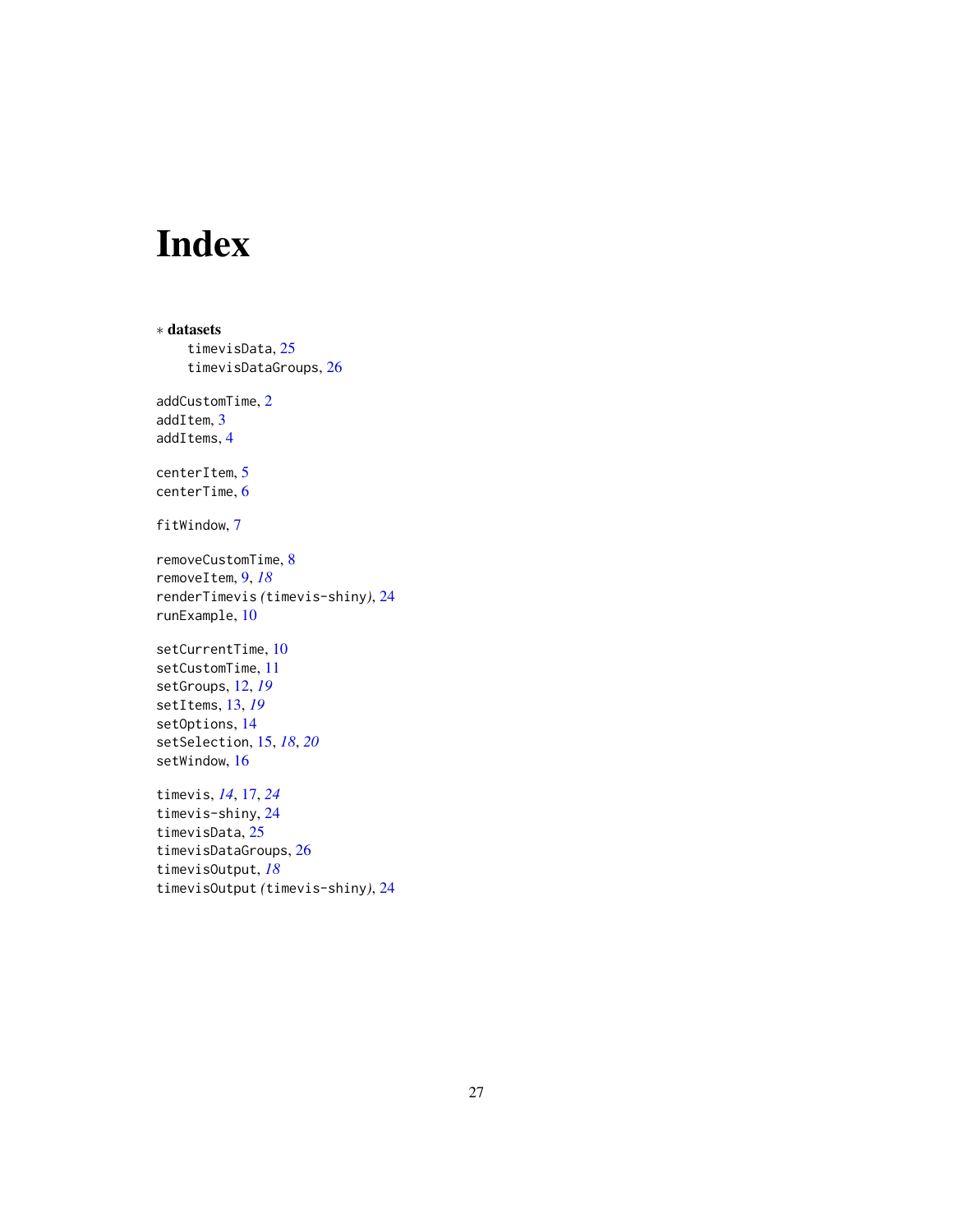# Index

∗ **datasets**
  timevisData, 25
  timevisDataGroups, 26

addCustomTime, 2
addItem, 3
addItems, 4

centerItem, 5
centerTime, 6

fitWindow, 7

removeCustomTime, 8
removeItem, 9, *18*
renderTimevis *(*timevis-shiny*)*, 24
runExample, 10

setCurrentTime, 10
setCustomTime, 11
setGroups, 12, *19*
setItems, 13, *19*
setOptions, 14
setSelection, 15, *18*, *20*
setWindow, 16

timevis, *14*, 17, *24*
timevis-shiny, 24
timevisData, 25
timevisDataGroups, 26
timevisOutput, *18*
timevisOutput *(*timevis-shiny*)*, 24